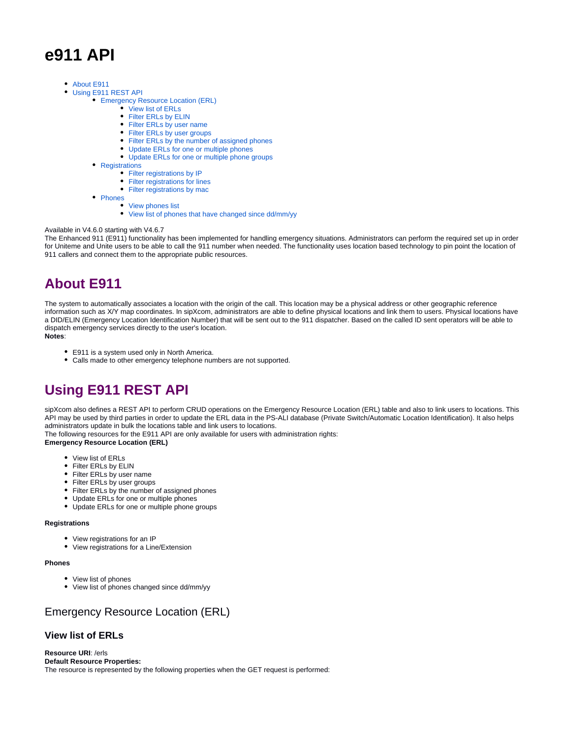# e911 API

- About E911
- Using E911 REST API
    - Emergency Resource Location (ERL)
        - View list of ERLs
        - Filter ERLs by ELIN
        - Filter ERLs by user name
        - Filter ERLs by user groups
        - Filter ERLs by the number of assigned phones
        - Update ERLs for one or multiple phones
        - Update ERLs for one or multiple phone groups
    - Registrations
        - Filter registrations by IP
        - Filter registrations for lines
        - Filter registrations by mac
    - Phones
        - View phones list
        - View list of phones that have changed since dd/mm/yy

Available in V4.6.0 starting with V4.6.7
The Enhanced 911 (E911) functionality has been implemented for handling emergency situations. Administrators can perform the required set up in order for Uniteme and Unite users to be able to call the 911 number when needed. The functionality uses location based technology to pin point the location of 911 callers and connect them to the appropriate public resources.

## About E911

The system to automatically associates a location with the origin of the call. This location may be a physical address or other geographic reference information such as X/Y map coordinates. In sipXcom, administrators are able to define physical locations and link them to users. Physical locations have a DID/ELIN (Emergency Location Identification Number) that will be sent out to the 911 dispatcher. Based on the called ID sent operators will be able to dispatch emergency services directly to the user's location.
**Notes**:

- E911 is a system used only in North America.
- Calls made to other emergency telephone numbers are not supported.

## Using E911 REST API

sipXcom also defines a REST API to perform CRUD operations on the Emergency Resource Location (ERL) table and also to link users to locations. This API may be used by third parties in order to update the ERL data in the PS-ALI database (Private Switch/Automatic Location Identification). It also helps administrators update in bulk the locations table and link users to locations.
The following resources for the E911 API are only available for users with administration rights:
**Emergency Resource Location (ERL)**

- View list of ERLs
- Filter ERLs by ELIN
- Filter ERLs by user name
- Filter ERLs by user groups
- Filter ERLs by the number of assigned phones
- Update ERLs for one or multiple phones
- Update ERLs for one or multiple phone groups

**Registrations**

- View registrations for an IP
- View registrations for a Line/Extension

**Phones**

- View list of phones
- View list of phones changed since dd/mm/yy

### Emergency Resource Location (ERL)

#### View list of ERLs

**Resource URI**: /erls
**Default Resource Properties:**
The resource is represented by the following properties when the GET request is performed: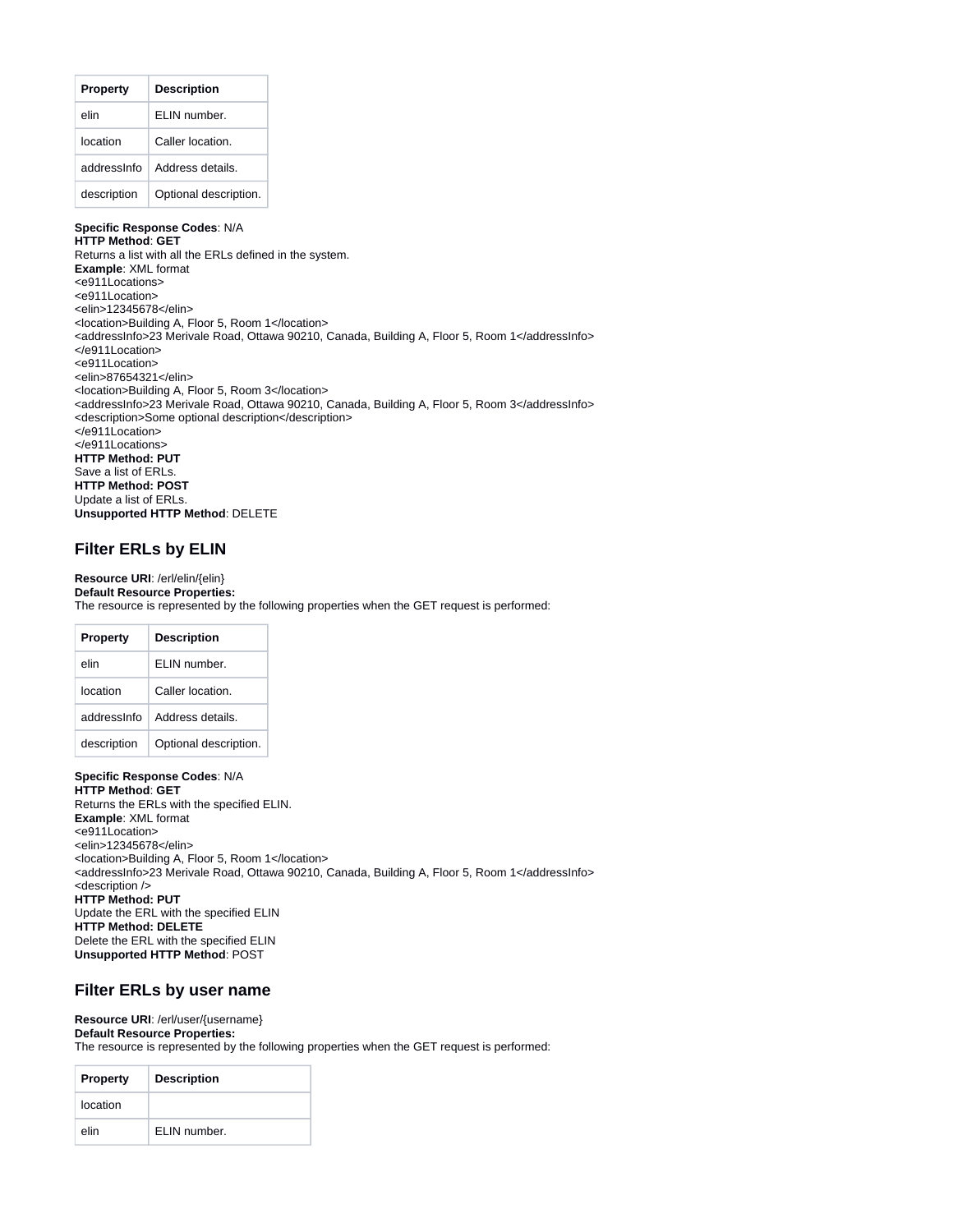| Property | Description |
| --- | --- |
| elin | ELIN number. |
| location | Caller location. |
| addressInfo | Address details. |
| description | Optional description. |

**Specific Response Codes**: N/A
**HTTP Method**: **GET**
Returns a list with all the ERLs defined in the system.
**Example**: XML format

```
<e911Locations>
<e911Location>
<elin>12345678</elin>
<location>Building A, Floor 5, Room 1</location>
<addressInfo>23 Merivale Road, Ottawa 90210, Canada, Building A, Floor 5, Room 1</addressInfo>
</e911Location>
<e911Location>
<elin>87654321</elin>
<location>Building A, Floor 5, Room 3</location>
<addressInfo>23 Merivale Road, Ottawa 90210, Canada, Building A, Floor 5, Room 3</addressInfo>
<description>Some optional description</description>
</e911Location>
</e911Locations>
```

**HTTP Method: PUT**
Save a list of ERLs.
**HTTP Method: POST**
Update a list of ERLs.
**Unsupported HTTP Method**: DELETE

## Filter ERLs by ELIN

**Resource URI**: /erl/elin/{elin}
**Default Resource Properties:**
The resource is represented by the following properties when the GET request is performed:

| Property | Description |
| --- | --- |
| elin | ELIN number. |
| location | Caller location. |
| addressInfo | Address details. |
| description | Optional description. |

**Specific Response Codes**: N/A
**HTTP Method**: **GET**
Returns the ERLs with the specified ELIN.
**Example**: XML format

```
<e911Location>
<elin>12345678</elin>
<location>Building A, Floor 5, Room 1</location>
<addressInfo>23 Merivale Road, Ottawa 90210, Canada, Building A, Floor 5, Room 1</addressInfo>
<description />
```

**HTTP Method: PUT**
Update the ERL with the specified ELIN
**HTTP Method: DELETE**
Delete the ERL with the specified ELIN
**Unsupported HTTP Method**: POST

## Filter ERLs by user name

**Resource URI**: /erl/user/{username}
**Default Resource Properties:**
The resource is represented by the following properties when the GET request is performed:

| Property | Description |
| --- | --- |
| location | |
| elin | ELIN number. |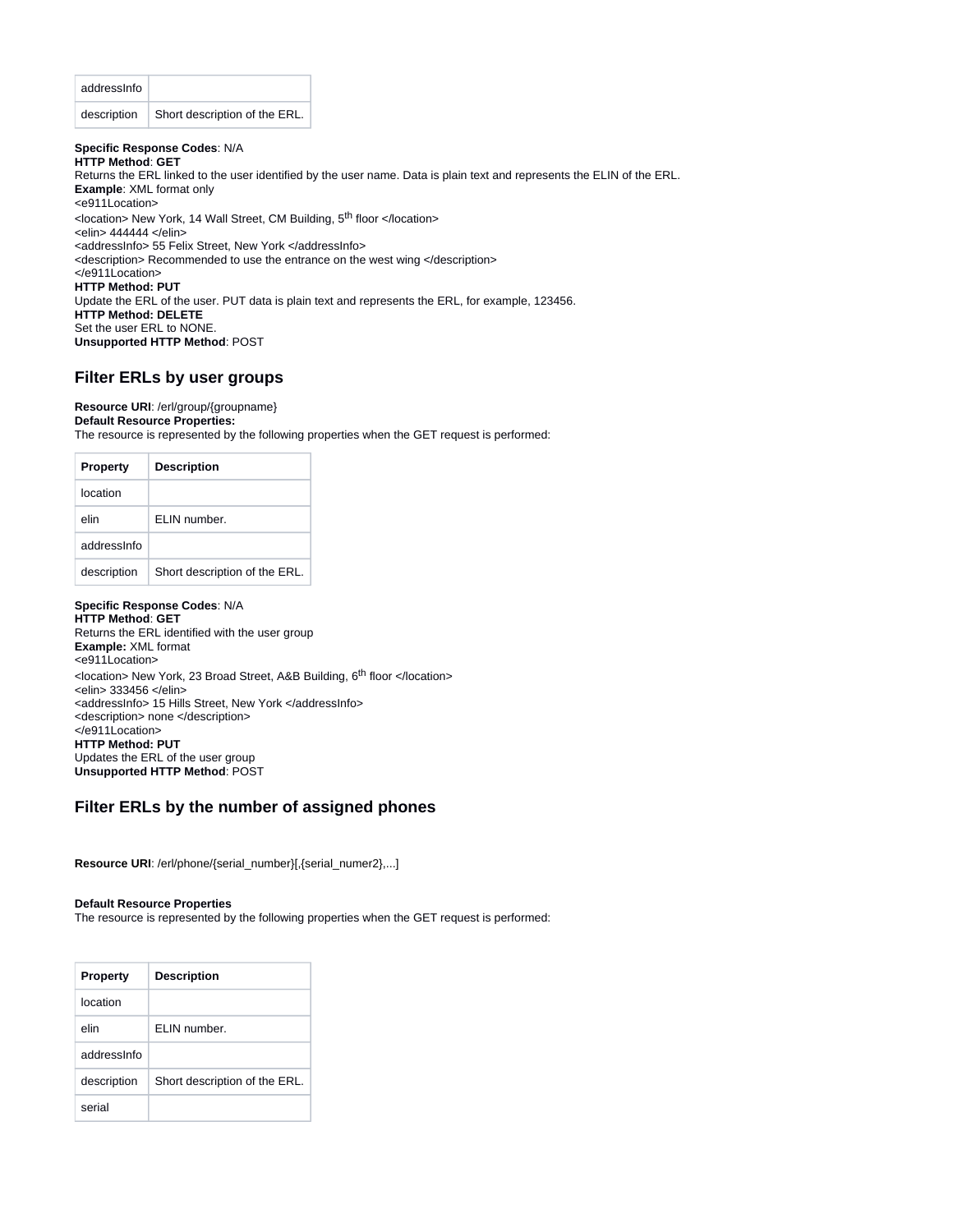| addressInfo | |
|---|---|
| description | Short description of the ERL. |

**Specific Response Codes**: N/A
**HTTP Method**: **GET**
Returns the ERL linked to the user identified by the user name. Data is plain text and represents the ELIN of the ERL.
**Example**: XML format only
<e911Location>
<location> New York, 14 Wall Street, CM Building, 5th floor </location>
<elin> 444444 </elin>
<addressInfo> 55 Felix Street, New York </addressInfo>
<description> Recommended to use the entrance on the west wing </description>
</e911Location>
**HTTP Method: PUT**
Update the ERL of the user. PUT data is plain text and represents the ERL, for example, 123456.
**HTTP Method: DELETE**
Set the user ERL to NONE.
**Unsupported HTTP Method**: POST

## Filter ERLs by user groups

**Resource URI**: /erl/group/{groupname}
**Default Resource Properties:**
The resource is represented by the following properties when the GET request is performed:

| Property | Description |
|---|---|
| location | |
| elin | ELIN number. |
| addressInfo | |
| description | Short description of the ERL. |

**Specific Response Codes**: N/A
**HTTP Method**: **GET**
Returns the ERL identified with the user group
**Example:** XML format
<e911Location>
<location> New York, 23 Broad Street, A&B Building, 6th floor </location>
<elin> 333456 </elin>
<addressInfo> 15 Hills Street, New York </addressInfo>
<description> none </description>
</e911Location>
**HTTP Method: PUT**
Updates the ERL of the user group
**Unsupported HTTP Method**: POST

## Filter ERLs by the number of assigned phones

**Resource URI**: /erl/phone/{serial_number}[,{serial_numer2},...]

**Default Resource Properties**
The resource is represented by the following properties when the GET request is performed:

| Property | Description |
|---|---|
| location | |
| elin | ELIN number. |
| addressInfo | |
| description | Short description of the ERL. |
| serial | |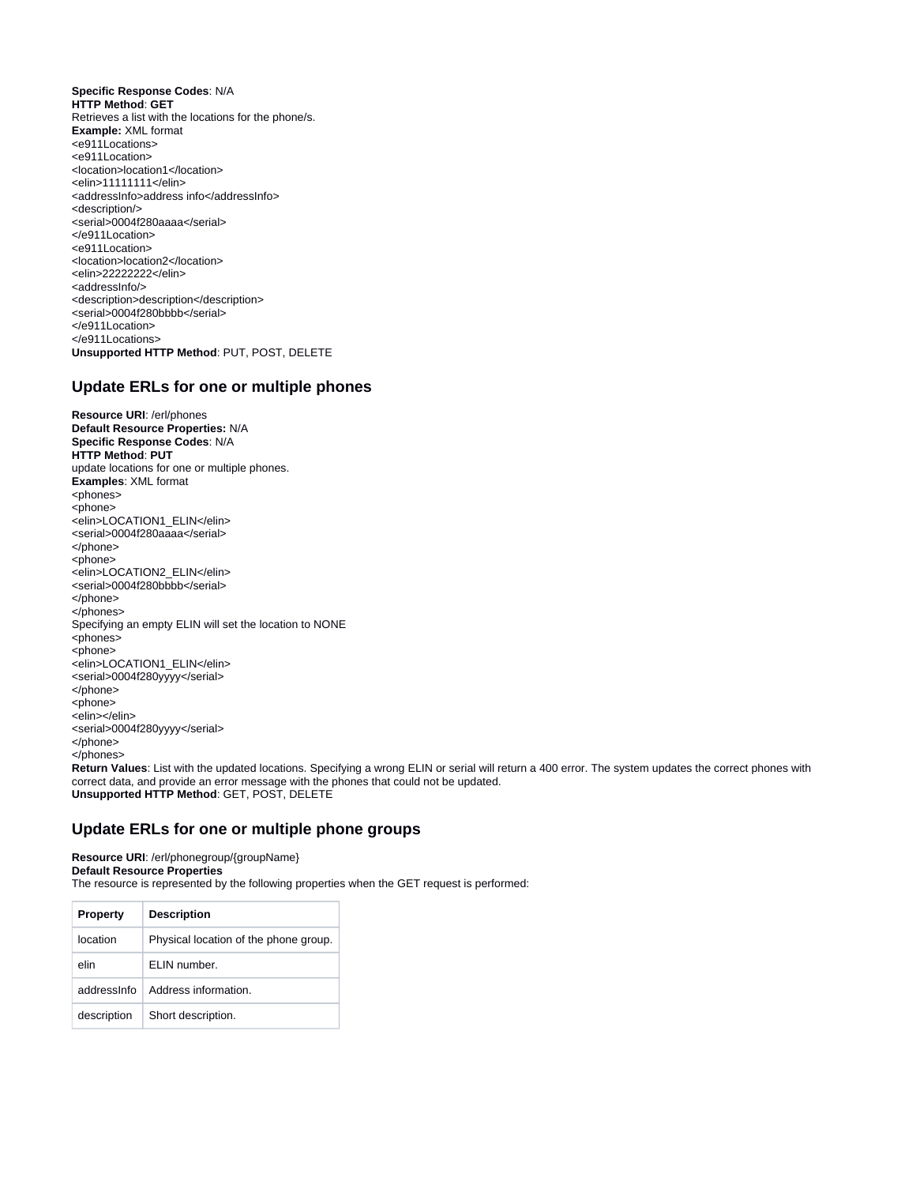**Specific Response Codes**: N/A
**HTTP Method**: **GET**
Retrieves a list with the locations for the phone/s.
**Example:** XML format

```
<e911Locations>
<e911Location>
<location>location1</location>
<elin>11111111</elin>
<addressInfo>address info</addressInfo>
<description/>
<serial>0004f280aaaa</serial>
</e911Location>
<e911Location>
<location>location2</location>
<elin>22222222</elin>
<addressInfo/>
<description>description</description>
<serial>0004f280bbbb</serial>
</e911Location>
</e911Locations>
```

**Unsupported HTTP Method**: PUT, POST, DELETE

## Update ERLs for one or multiple phones

**Resource URI**: /erl/phones
**Default Resource Properties:** N/A
**Specific Response Codes**: N/A
**HTTP Method**: **PUT**
update locations for one or multiple phones.
**Examples**: XML format

```
<phones>
<phone>
<elin>LOCATION1_ELIN</elin>
<serial>0004f280aaaa</serial>
</phone>
<phone>
<elin>LOCATION2_ELIN</elin>
<serial>0004f280bbbb</serial>
</phone>
</phones>
```

Specifying an empty ELIN will set the location to NONE

```
<phones>
<phone>
<elin>LOCATION1_ELIN</elin>
<serial>0004f280yyyy</serial>
</phone>
<phone>
<elin></elin>
<serial>0004f280yyyy</serial>
</phone>
</phones>
```

**Return Values**: List with the updated locations. Specifying a wrong ELIN or serial will return a 400 error. The system updates the correct phones with correct data, and provide an error message with the phones that could not be updated.
**Unsupported HTTP Method**: GET, POST, DELETE

## Update ERLs for one or multiple phone groups

**Resource URI**: /erl/phonegroup/{groupName}
**Default Resource Properties**
The resource is represented by the following properties when the GET request is performed:

| Property | Description |
|---|---|
| location | Physical location of the phone group. |
| elin | ELIN number. |
| addressInfo | Address information. |
| description | Short description. |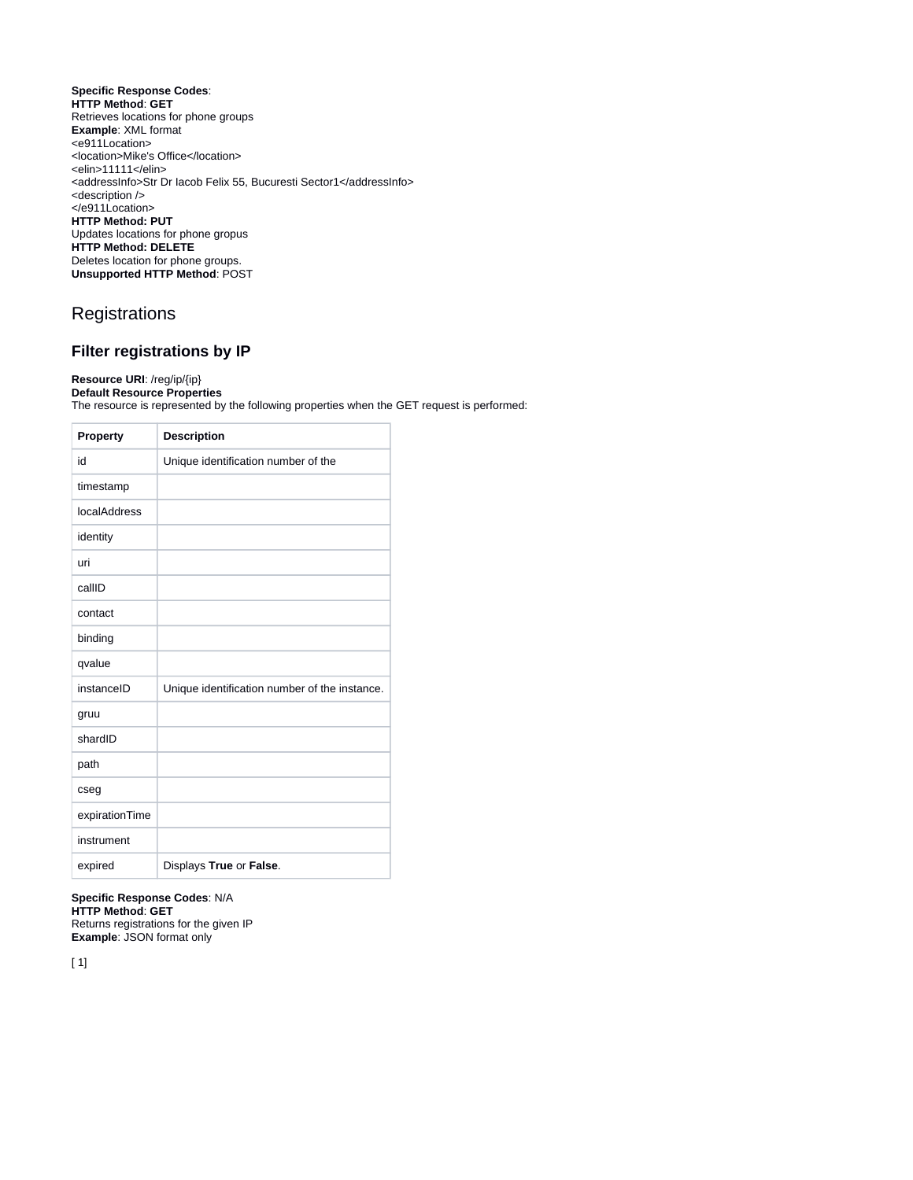**Specific Response Codes**:
**HTTP Method**: **GET**
Retrieves locations for phone groups
**Example**: XML format

```
<e911Location>
<location>Mike's Office</location>
<elin>11111</elin>
<addressInfo>Str Dr Iacob Felix 55, Bucuresti Sector1</addressInfo>
<description />
</e911Location>
```

**HTTP Method: PUT**
Updates locations for phone gropus
**HTTP Method: DELETE**
Deletes location for phone groups.
**Unsupported HTTP Method**: POST

# Registrations

## Filter registrations by IP

**Resource URI**: /reg/ip/{ip}
**Default Resource Properties**
The resource is represented by the following properties when the GET request is performed:

| Property | Description |
|---|---|
| id | Unique identification number of the |
| timestamp | |
| localAddress | |
| identity | |
| uri | |
| callID | |
| contact | |
| binding | |
| qvalue | |
| instanceID | Unique identification number of the instance. |
| gruu | |
| shardID | |
| path | |
| cseg | |
| expirationTime | |
| instrument | |
| expired | Displays **True** or **False**. |

**Specific Response Codes**: N/A
**HTTP Method**: **GET**
Returns registrations for the given IP
**Example**: JSON format only

[ 1]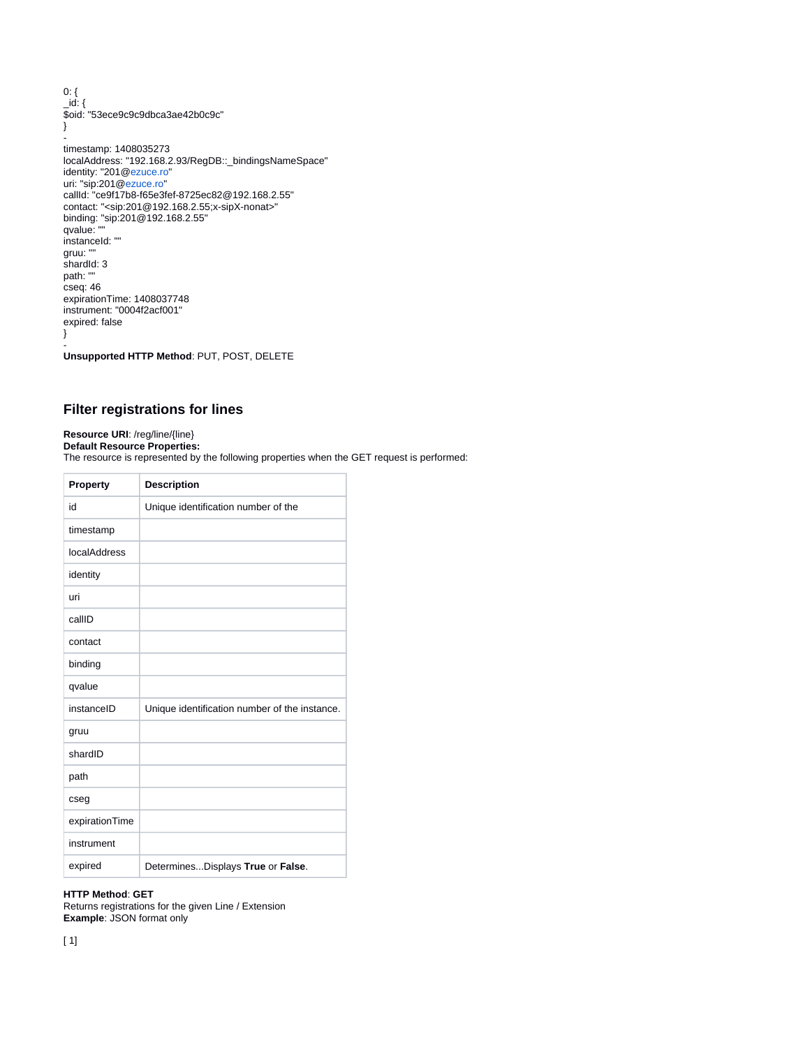0: {
_id: {
$oid: "53ece9c9c9dbca3ae42b0c9c"
}
-
timestamp: 1408035273
localAddress: "192.168.2.93/RegDB::_bindingsNameSpace"
identity: "201@ezuce.ro"
uri: "sip:201@ezuce.ro"
callId: "ce9f17b8-f65e3fef-8725ec82@192.168.2.55"
contact: "<sip:201@192.168.2.55;x-sipX-nonat>"
binding: "sip:201@192.168.2.55"
qvalue: ""
instanceId: ""
gruu: ""
shardId: 3
path: ""
cseq: 46
expirationTime: 1408037748
instrument: "0004f2acf001"
expired: false
}
-

**Unsupported HTTP Method**: PUT, POST, DELETE

## Filter registrations for lines

**Resource URI**: /reg/line/{line}
**Default Resource Properties:**
The resource is represented by the following properties when the GET request is performed:

| Property | Description |
|---|---|
| id | Unique identification number of the |
| timestamp | |
| localAddress | |
| identity | |
| uri | |
| callID | |
| contact | |
| binding | |
| qvalue | |
| instanceID | Unique identification number of the instance. |
| gruu | |
| shardID | |
| path | |
| cseg | |
| expirationTime | |
| instrument | |
| expired | Determines...Displays **True** or **False**. |

**HTTP Method**: **GET**
Returns registrations for the given Line / Extension
**Example**: JSON format only

[ 1]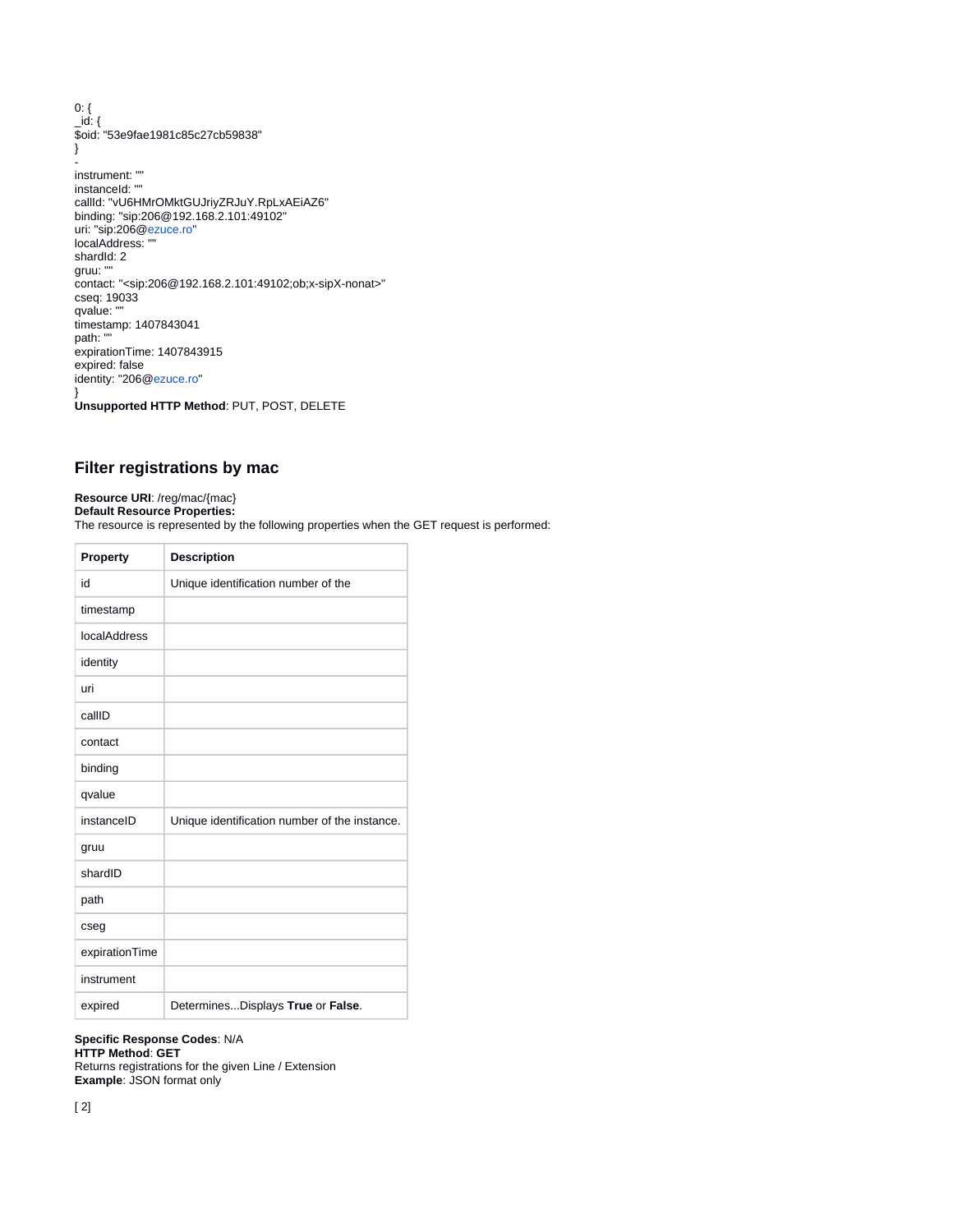0: {
_id: {
$oid: "53e9fae1981c85c27cb59838"
}
-
instrument: ""
instanceId: ""
callId: "vU6HMrOMktGUJriyZRJuY.RpLxAEiAZ6"
binding: "sip:206@192.168.2.101:49102"
uri: "sip:206@ezuce.ro"
localAddress: ""
shardId: 2
gruu: ""
contact: "<sip:206@192.168.2.101:49102;ob;x-sipX-nonat>"
cseq: 19033
qvalue: ""
timestamp: 1407843041
path: ""
expirationTime: 1407843915
expired: false
identity: "206@ezuce.ro"
}
**Unsupported HTTP Method**: PUT, POST, DELETE

## Filter registrations by mac

**Resource URI**: /reg/mac/{mac}
**Default Resource Properties:**
The resource is represented by the following properties when the GET request is performed:

| Property | Description |
|---|---|
| id | Unique identification number of the |
| timestamp | |
| localAddress | |
| identity | |
| uri | |
| callID | |
| contact | |
| binding | |
| qvalue | |
| instanceID | Unique identification number of the instance. |
| gruu | |
| shardID | |
| path | |
| cseg | |
| expirationTime | |
| instrument | |
| expired | Determines...Displays **True** or **False**. |

**Specific Response Codes**: N/A
**HTTP Method**: **GET**
Returns registrations for the given Line / Extension
**Example**: JSON format only

[ 2]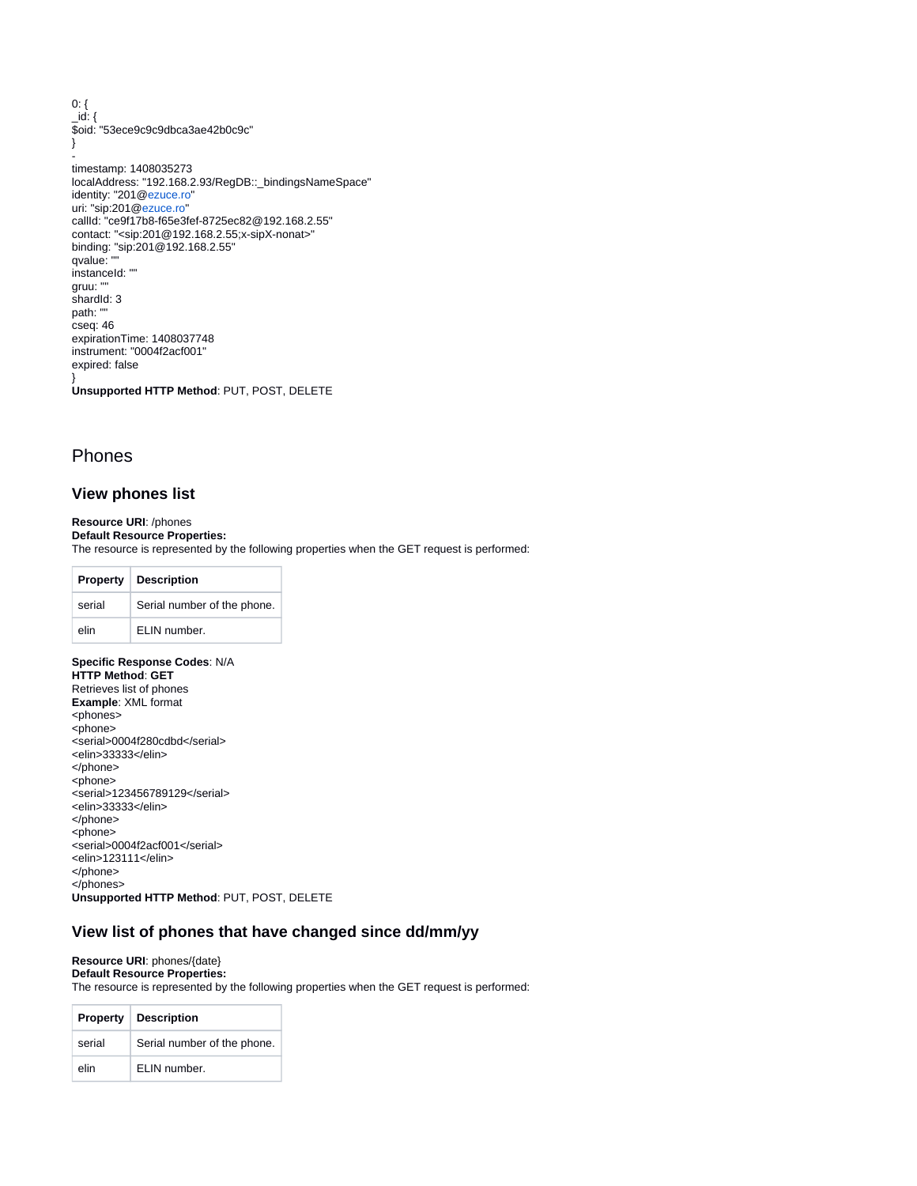0: {
_id: {
$oid: "53ece9c9c9dbca3ae42b0c9c"
}
-
timestamp: 1408035273
localAddress: "192.168.2.93/RegDB::_bindingsNameSpace"
identity: "201@ezuce.ro"
uri: "sip:201@ezuce.ro"
callId: "ce9f17b8-f65e3fef-8725ec82@192.168.2.55"
contact: "<sip:201@192.168.2.55;x-sipX-nonat>"
binding: "sip:201@192.168.2.55"
qvalue: ""
instanceId: ""
gruu: ""
shardId: 3
path: ""
cseq: 46
expirationTime: 1408037748
instrument: "0004f2acf001"
expired: false
}
**Unsupported HTTP Method**: PUT, POST, DELETE

# Phones

## View phones list

**Resource URI**: /phones
**Default Resource Properties:**
The resource is represented by the following properties when the GET request is performed:

| Property | Description |
| --- | --- |
| serial | Serial number of the phone. |
| elin | ELIN number. |

**Specific Response Codes**: N/A
**HTTP Method**: **GET**
Retrieves list of phones
**Example**: XML format
<phones>
<phone>
<serial>0004f280cdbd</serial>
<elin>33333</elin>
</phone>
<phone>
<serial>123456789129</serial>
<elin>33333</elin>
</phone>
<phone>
<serial>0004f2acf001</serial>
<elin>123111</elin>
</phone>
</phones>
**Unsupported HTTP Method**: PUT, POST, DELETE

## View list of phones that have changed since dd/mm/yy

**Resource URI**: phones/{date}
**Default Resource Properties:**
The resource is represented by the following properties when the GET request is performed:

| Property | Description |
| --- | --- |
| serial | Serial number of the phone. |
| elin | ELIN number. |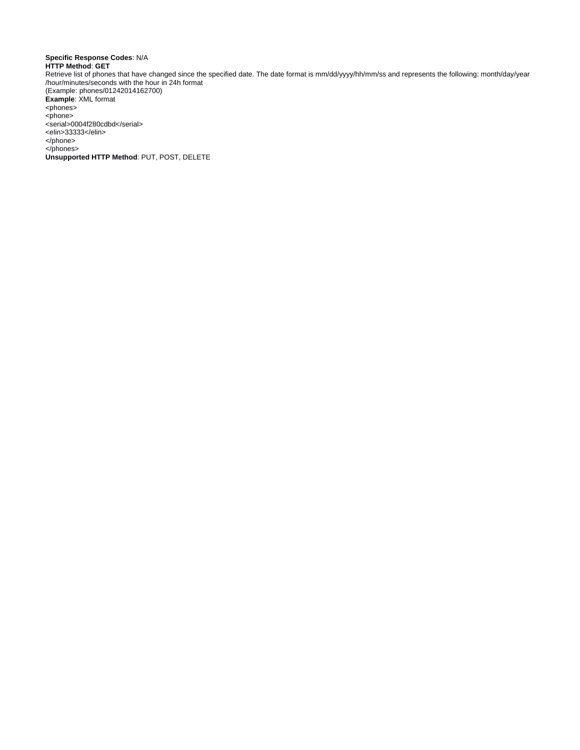**Specific Response Codes**: N/A
**HTTP Method**: **GET**
Retrieve list of phones that have changed since the specified date. The date format is mm/dd/yyyy/hh/mm/ss and represents the following: month/day/year /hour/minutes/seconds with the hour in 24h format
(Example: phones/01242014162700)
**Example**: XML format

```
<phones>
<phone>
<serial>0004f280cdbd</serial>
<elin>33333</elin>
</phone>
</phones>
```

**Unsupported HTTP Method**: PUT, POST, DELETE